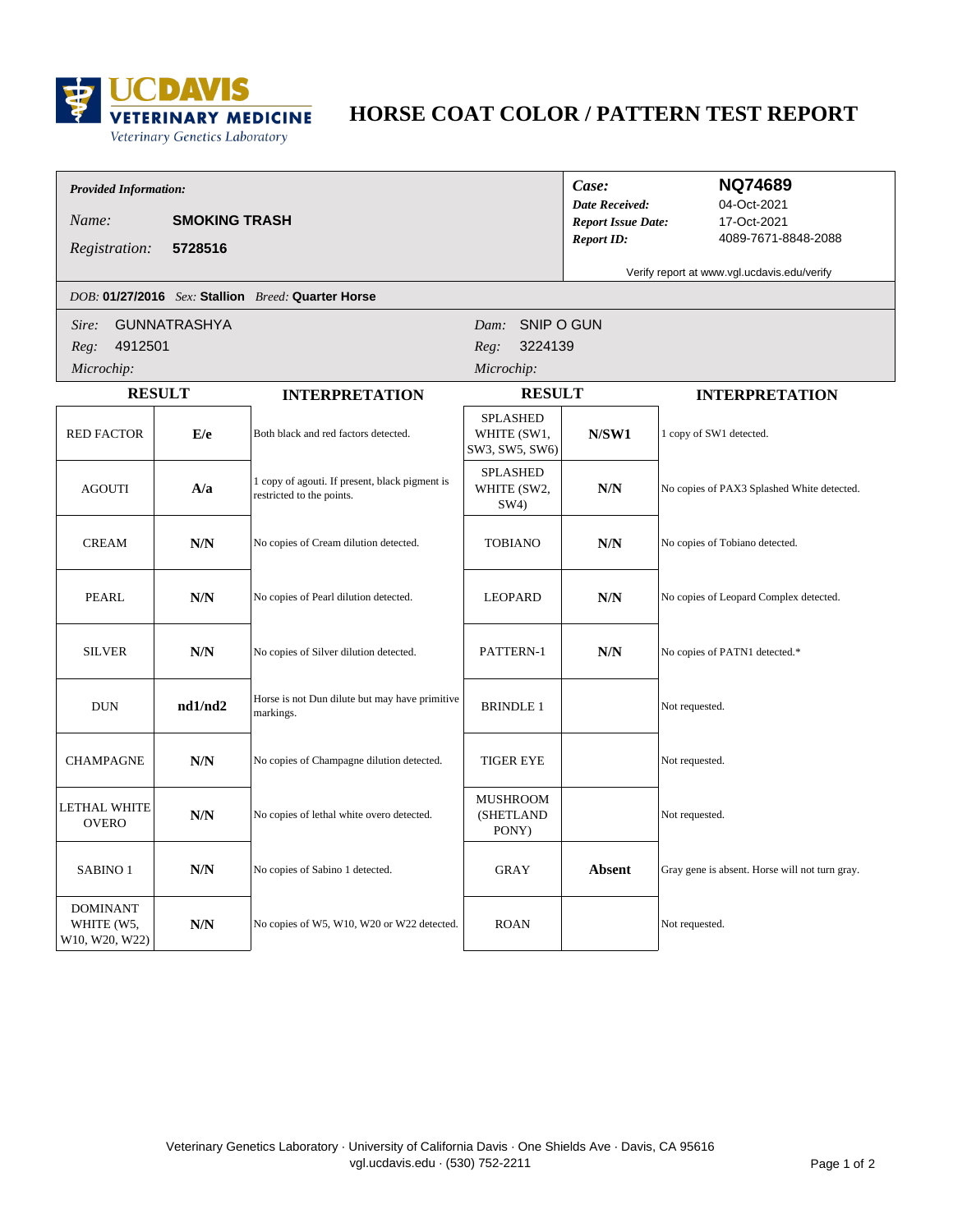UC DAVIS VETERINARY MEDICINE
Veterinary Genetics Laboratory

# HORSE COAT COLOR / PATTERN TEST REPORT

***Provided Information:***

*Name:* **SMOKING TRASH**

*Registration:* **5728516**

| | |
|---|---|
| *Case:* | **NQ74689** |
| *Date Received:* | 04-Oct-2021 |
| *Report Issue Date:* | 17-Oct-2021 |
| *Report ID:* | 4089-7671-8848-2088 |

Verify report at www.vgl.ucdavis.edu/verify

*DOB:* **01/27/2016** *Sex:* **Stallion** *Breed:* **Quarter Horse**

*Sire:* GUNNATRASHYA
*Reg:* 4912501
*Microchip:*

*Dam:* SNIP O GUN
*Reg:* 3224139
*Microchip:*

| RESULT | | INTERPRETATION | RESULT | | INTERPRETATION |
|---|---|---|---|---|---|
| RED FACTOR | **E/e** | Both black and red factors detected. | SPLASHED WHITE (SW1, SW3, SW5, SW6) | **N/SW1** | 1 copy of SW1 detected. |
| AGOUTI | **A/a** | 1 copy of agouti. If present, black pigment is restricted to the points. | SPLASHED WHITE (SW2, SW4) | **N/N** | No copies of PAX3 Splashed White detected. |
| CREAM | **N/N** | No copies of Cream dilution detected. | TOBIANO | **N/N** | No copies of Tobiano detected. |
| PEARL | **N/N** | No copies of Pearl dilution detected. | LEOPARD | **N/N** | No copies of Leopard Complex detected. |
| SILVER | **N/N** | No copies of Silver dilution detected. | PATTERN-1 | **N/N** | No copies of PATN1 detected.* |
| DUN | **nd1/nd2** | Horse is not Dun dilute but may have primitive markings. | BRINDLE 1 | | Not requested. |
| CHAMPAGNE | **N/N** | No copies of Champagne dilution detected. | TIGER EYE | | Not requested. |
| LETHAL WHITE OVERO | **N/N** | No copies of lethal white overo detected. | MUSHROOM (SHETLAND PONY) | | Not requested. |
| SABINO 1 | **N/N** | No copies of Sabino 1 detected. | GRAY | **Absent** | Gray gene is absent. Horse will not turn gray. |
| DOMINANT WHITE (W5, W10, W20, W22) | **N/N** | No copies of W5, W10, W20 or W22 detected. | ROAN | | Not requested. |

Veterinary Genetics Laboratory · University of California Davis · One Shields Ave · Davis, CA 95616
vgl.ucdavis.edu · (530) 752-2211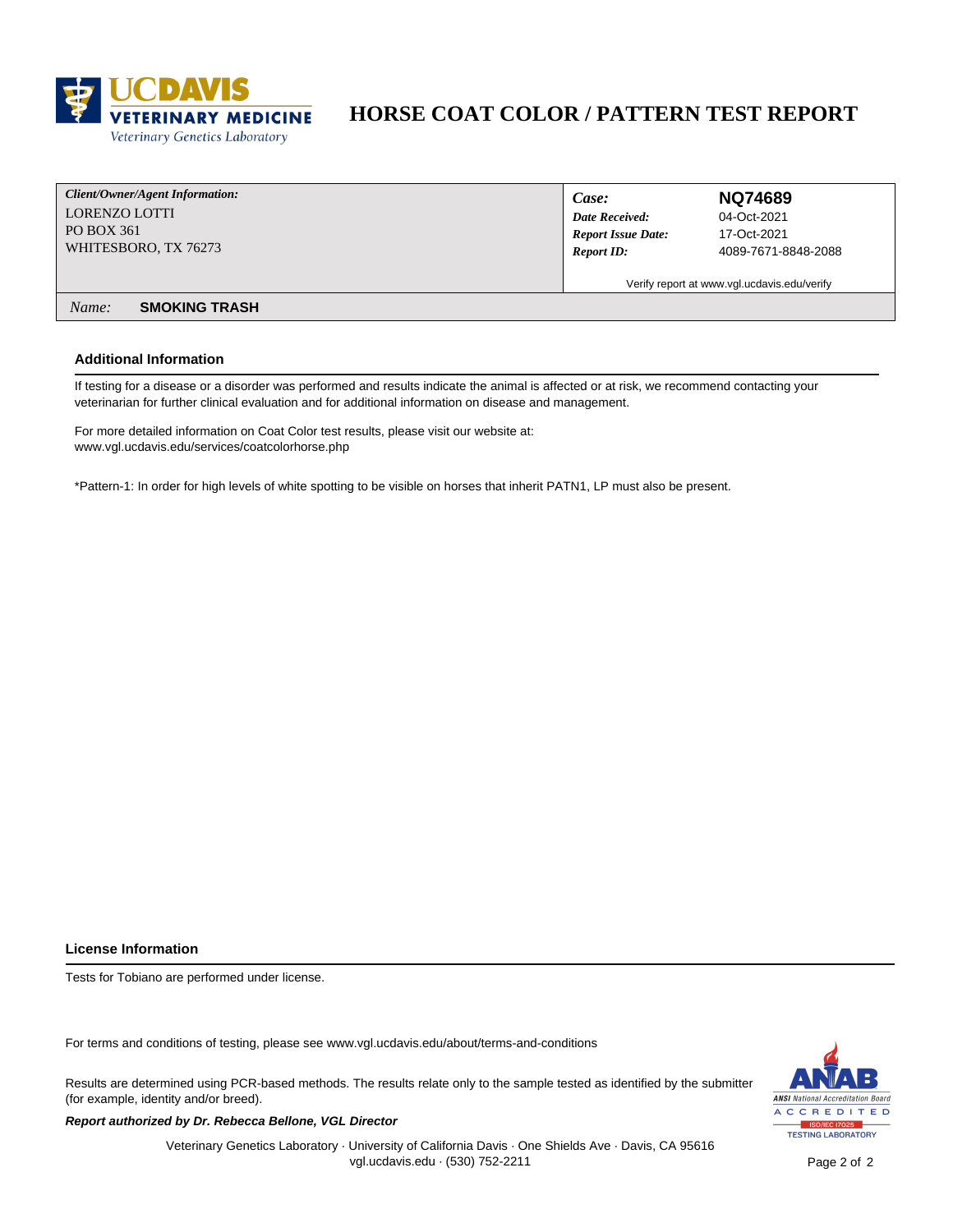# HORSE COAT COLOR / PATTERN TEST REPORT

| | | |
|---|---|---|
| ***Client/Owner/Agent Information:*** | ***Case:*** | **NQ74689** |
| LORENZO LOTTI | ***Date Received:*** | 04-Oct-2021 |
| PO BOX 361 | ***Report Issue Date:*** | 17-Oct-2021 |
| WHITESBORO, TX 76273 | ***Report ID:*** | 4089-7671-8848-2088 |
| | Verify report at www.vgl.ucdavis.edu/verify | |

*Name:* **SMOKING TRASH**

## Additional Information

If testing for a disease or a disorder was performed and results indicate the animal is affected or at risk, we recommend contacting your veterinarian for further clinical evaluation and for additional information on disease and management.

For more detailed information on Coat Color test results, please visit our website at:
www.vgl.ucdavis.edu/services/coatcolorhorse.php

*Pattern-1: In order for high levels of white spotting to be visible on horses that inherit PATN1, LP must also be present.

## License Information

Tests for Tobiano are performed under license.

For terms and conditions of testing, please see www.vgl.ucdavis.edu/about/terms-and-conditions

Results are determined using PCR-based methods. The results relate only to the sample tested as identified by the submitter (for example, identity and/or breed).

***Report authorized by Dr. Rebecca Bellone, VGL Director***

Veterinary Genetics Laboratory · University of California Davis · One Shields Ave · Davis, CA 95616
vgl.ucdavis.edu · (530) 752-2211